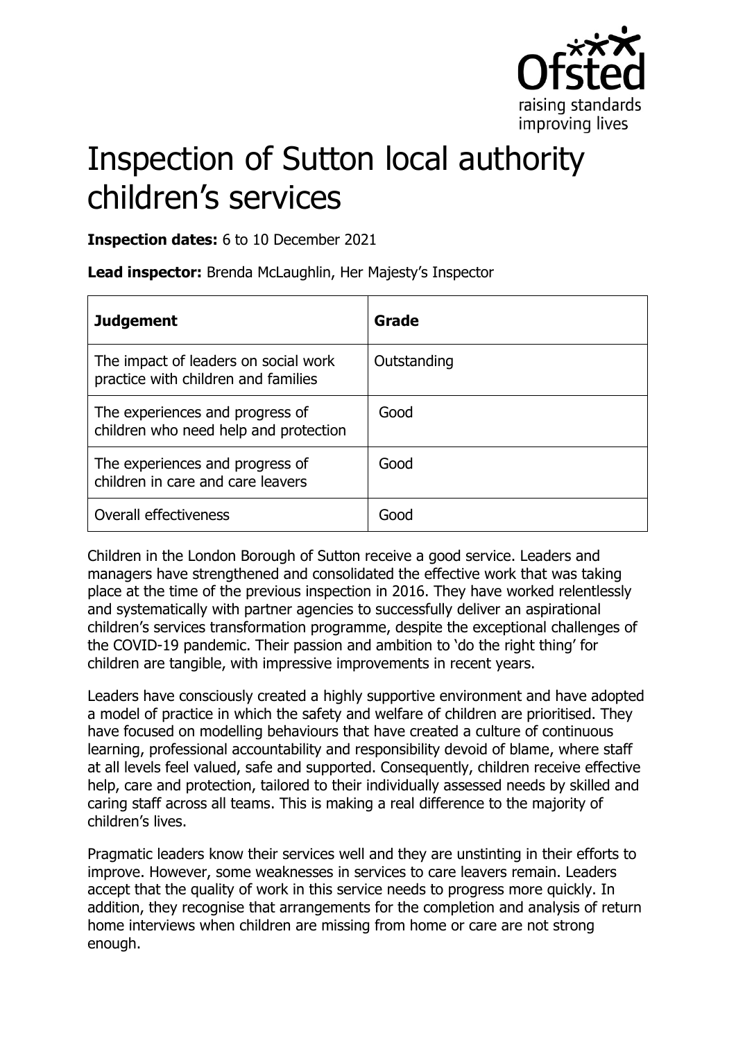# Inspection of Sutton local authority children's services

**Inspection dates:** 6 to 10 December 2021

**Lead inspector:** Brenda McLaughlin, Her Majesty's Inspector

| **Judgement** | **Grade** |
| --- | --- |
| The impact of leaders on social work practice with children and families | Outstanding |
| The experiences and progress of children who need help and protection | Good |
| The experiences and progress of children in care and care leavers | Good |
| Overall effectiveness | Good |

Children in the London Borough of Sutton receive a good service. Leaders and managers have strengthened and consolidated the effective work that was taking place at the time of the previous inspection in 2016. They have worked relentlessly and systematically with partner agencies to successfully deliver an aspirational children's services transformation programme, despite the exceptional challenges of the COVID-19 pandemic. Their passion and ambition to 'do the right thing' for children are tangible, with impressive improvements in recent years.

Leaders have consciously created a highly supportive environment and have adopted a model of practice in which the safety and welfare of children are prioritised. They have focused on modelling behaviours that have created a culture of continuous learning, professional accountability and responsibility devoid of blame, where staff at all levels feel valued, safe and supported. Consequently, children receive effective help, care and protection, tailored to their individually assessed needs by skilled and caring staff across all teams. This is making a real difference to the majority of children's lives.

Pragmatic leaders know their services well and they are unstinting in their efforts to improve. However, some weaknesses in services to care leavers remain. Leaders accept that the quality of work in this service needs to progress more quickly. In addition, they recognise that arrangements for the completion and analysis of return home interviews when children are missing from home or care are not strong enough.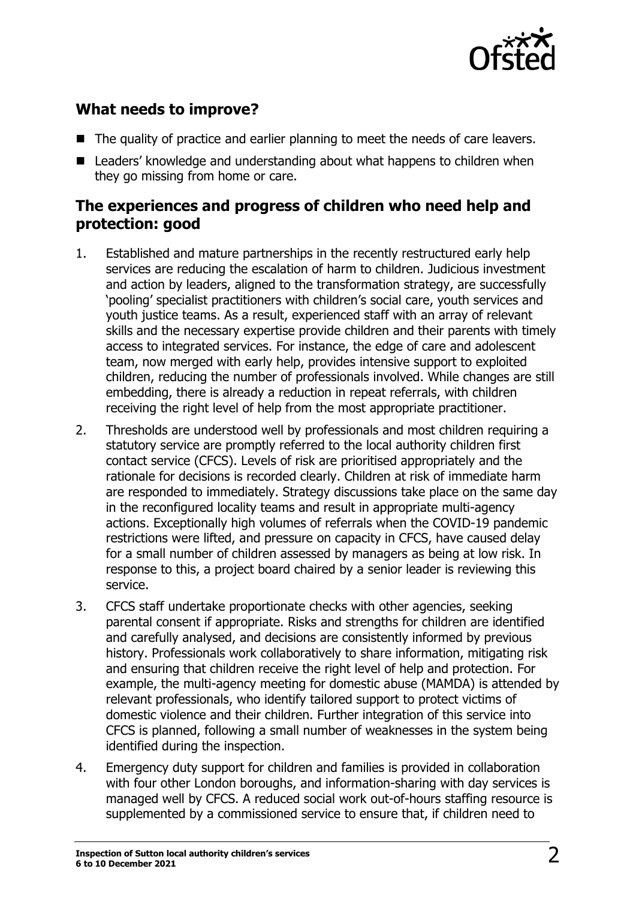## What needs to improve?

- The quality of practice and earlier planning to meet the needs of care leavers.
- Leaders' knowledge and understanding about what happens to children when they go missing from home or care.

## The experiences and progress of children who need help and protection: good

1. Established and mature partnerships in the recently restructured early help services are reducing the escalation of harm to children. Judicious investment and action by leaders, aligned to the transformation strategy, are successfully 'pooling' specialist practitioners with children's social care, youth services and youth justice teams. As a result, experienced staff with an array of relevant skills and the necessary expertise provide children and their parents with timely access to integrated services. For instance, the edge of care and adolescent team, now merged with early help, provides intensive support to exploited children, reducing the number of professionals involved. While changes are still embedding, there is already a reduction in repeat referrals, with children receiving the right level of help from the most appropriate practitioner.

2. Thresholds are understood well by professionals and most children requiring a statutory service are promptly referred to the local authority children first contact service (CFCS). Levels of risk are prioritised appropriately and the rationale for decisions is recorded clearly. Children at risk of immediate harm are responded to immediately. Strategy discussions take place on the same day in the reconfigured locality teams and result in appropriate multi-agency actions. Exceptionally high volumes of referrals when the COVID-19 pandemic restrictions were lifted, and pressure on capacity in CFCS, have caused delay for a small number of children assessed by managers as being at low risk. In response to this, a project board chaired by a senior leader is reviewing this service.

3. CFCS staff undertake proportionate checks with other agencies, seeking parental consent if appropriate. Risks and strengths for children are identified and carefully analysed, and decisions are consistently informed by previous history. Professionals work collaboratively to share information, mitigating risk and ensuring that children receive the right level of help and protection. For example, the multi-agency meeting for domestic abuse (MAMDA) is attended by relevant professionals, who identify tailored support to protect victims of domestic violence and their children. Further integration of this service into CFCS is planned, following a small number of weaknesses in the system being identified during the inspection.

4. Emergency duty support for children and families is provided in collaboration with four other London boroughs, and information-sharing with day services is managed well by CFCS. A reduced social work out-of-hours staffing resource is supplemented by a commissioned service to ensure that, if children need to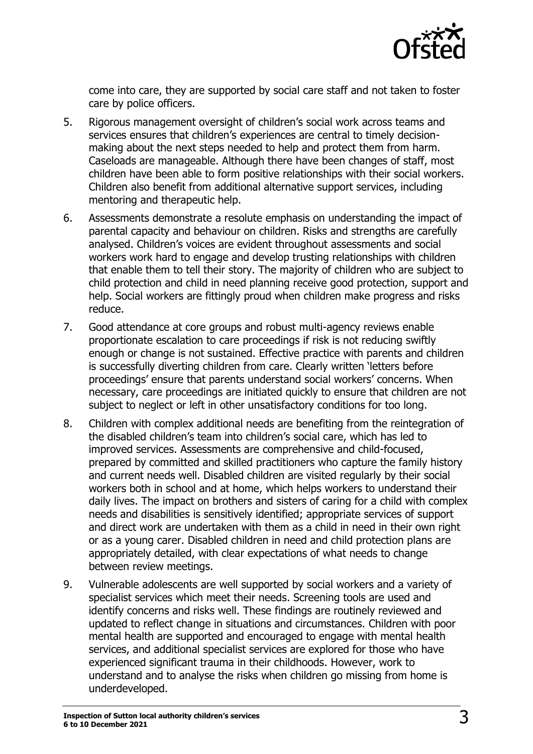come into care, they are supported by social care staff and not taken to foster care by police officers.

5. Rigorous management oversight of children's social work across teams and services ensures that children's experiences are central to timely decision-making about the next steps needed to help and protect them from harm. Caseloads are manageable. Although there have been changes of staff, most children have been able to form positive relationships with their social workers. Children also benefit from additional alternative support services, including mentoring and therapeutic help.

6. Assessments demonstrate a resolute emphasis on understanding the impact of parental capacity and behaviour on children. Risks and strengths are carefully analysed. Children's voices are evident throughout assessments and social workers work hard to engage and develop trusting relationships with children that enable them to tell their story. The majority of children who are subject to child protection and child in need planning receive good protection, support and help. Social workers are fittingly proud when children make progress and risks reduce.

7. Good attendance at core groups and robust multi-agency reviews enable proportionate escalation to care proceedings if risk is not reducing swiftly enough or change is not sustained. Effective practice with parents and children is successfully diverting children from care. Clearly written 'letters before proceedings' ensure that parents understand social workers' concerns. When necessary, care proceedings are initiated quickly to ensure that children are not subject to neglect or left in other unsatisfactory conditions for too long.

8. Children with complex additional needs are benefiting from the reintegration of the disabled children's team into children's social care, which has led to improved services. Assessments are comprehensive and child-focused, prepared by committed and skilled practitioners who capture the family history and current needs well. Disabled children are visited regularly by their social workers both in school and at home, which helps workers to understand their daily lives. The impact on brothers and sisters of caring for a child with complex needs and disabilities is sensitively identified; appropriate services of support and direct work are undertaken with them as a child in need in their own right or as a young carer. Disabled children in need and child protection plans are appropriately detailed, with clear expectations of what needs to change between review meetings.

9. Vulnerable adolescents are well supported by social workers and a variety of specialist services which meet their needs. Screening tools are used and identify concerns and risks well. These findings are routinely reviewed and updated to reflect change in situations and circumstances. Children with poor mental health are supported and encouraged to engage with mental health services, and additional specialist services are explored for those who have experienced significant trauma in their childhoods. However, work to understand and to analyse the risks when children go missing from home is underdeveloped.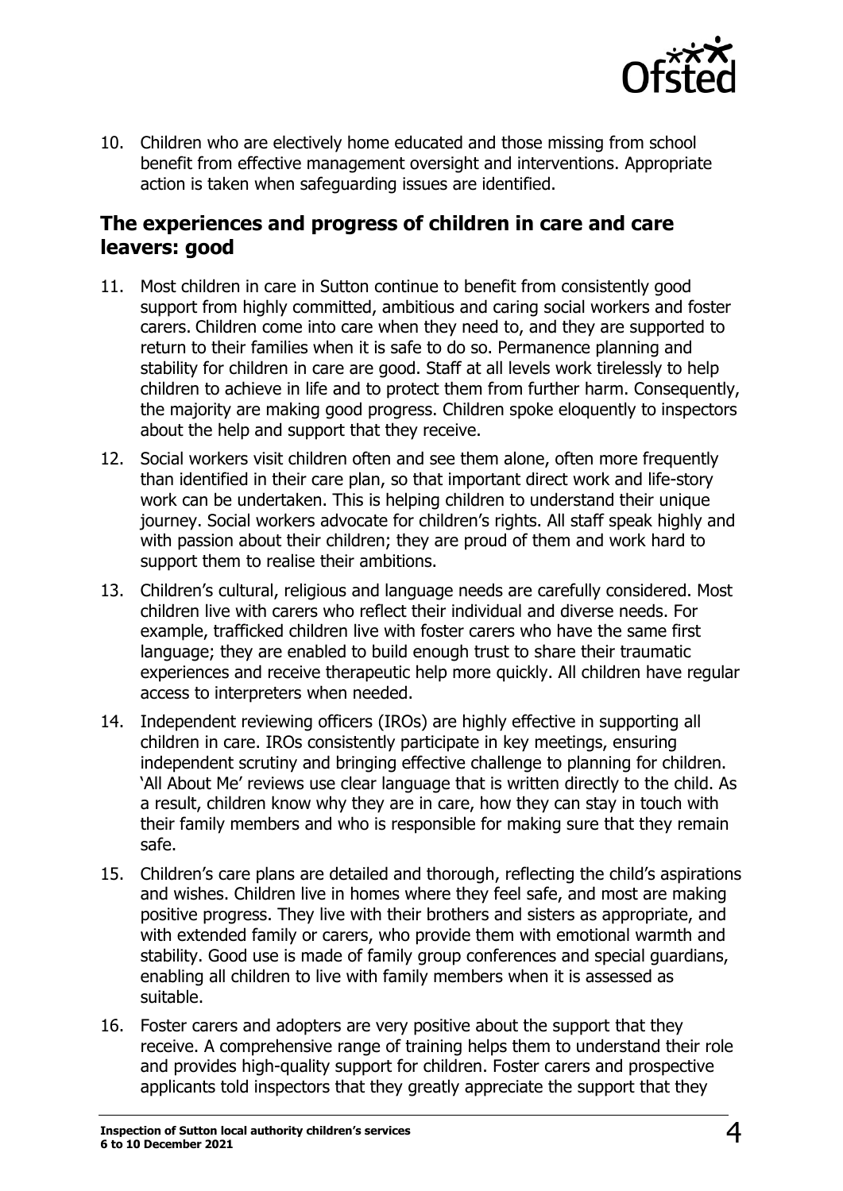10. Children who are electively home educated and those missing from school benefit from effective management oversight and interventions. Appropriate action is taken when safeguarding issues are identified.

## The experiences and progress of children in care and care leavers: good

11. Most children in care in Sutton continue to benefit from consistently good support from highly committed, ambitious and caring social workers and foster carers. Children come into care when they need to, and they are supported to return to their families when it is safe to do so. Permanence planning and stability for children in care are good. Staff at all levels work tirelessly to help children to achieve in life and to protect them from further harm. Consequently, the majority are making good progress. Children spoke eloquently to inspectors about the help and support that they receive.
12. Social workers visit children often and see them alone, often more frequently than identified in their care plan, so that important direct work and life-story work can be undertaken. This is helping children to understand their unique journey. Social workers advocate for children's rights. All staff speak highly and with passion about their children; they are proud of them and work hard to support them to realise their ambitions.
13. Children's cultural, religious and language needs are carefully considered. Most children live with carers who reflect their individual and diverse needs. For example, trafficked children live with foster carers who have the same first language; they are enabled to build enough trust to share their traumatic experiences and receive therapeutic help more quickly. All children have regular access to interpreters when needed.
14. Independent reviewing officers (IROs) are highly effective in supporting all children in care. IROs consistently participate in key meetings, ensuring independent scrutiny and bringing effective challenge to planning for children. 'All About Me' reviews use clear language that is written directly to the child. As a result, children know why they are in care, how they can stay in touch with their family members and who is responsible for making sure that they remain safe.
15. Children's care plans are detailed and thorough, reflecting the child's aspirations and wishes. Children live in homes where they feel safe, and most are making positive progress. They live with their brothers and sisters as appropriate, and with extended family or carers, who provide them with emotional warmth and stability. Good use is made of family group conferences and special guardians, enabling all children to live with family members when it is assessed as suitable.
16. Foster carers and adopters are very positive about the support that they receive. A comprehensive range of training helps them to understand their role and provides high-quality support for children. Foster carers and prospective applicants told inspectors that they greatly appreciate the support that they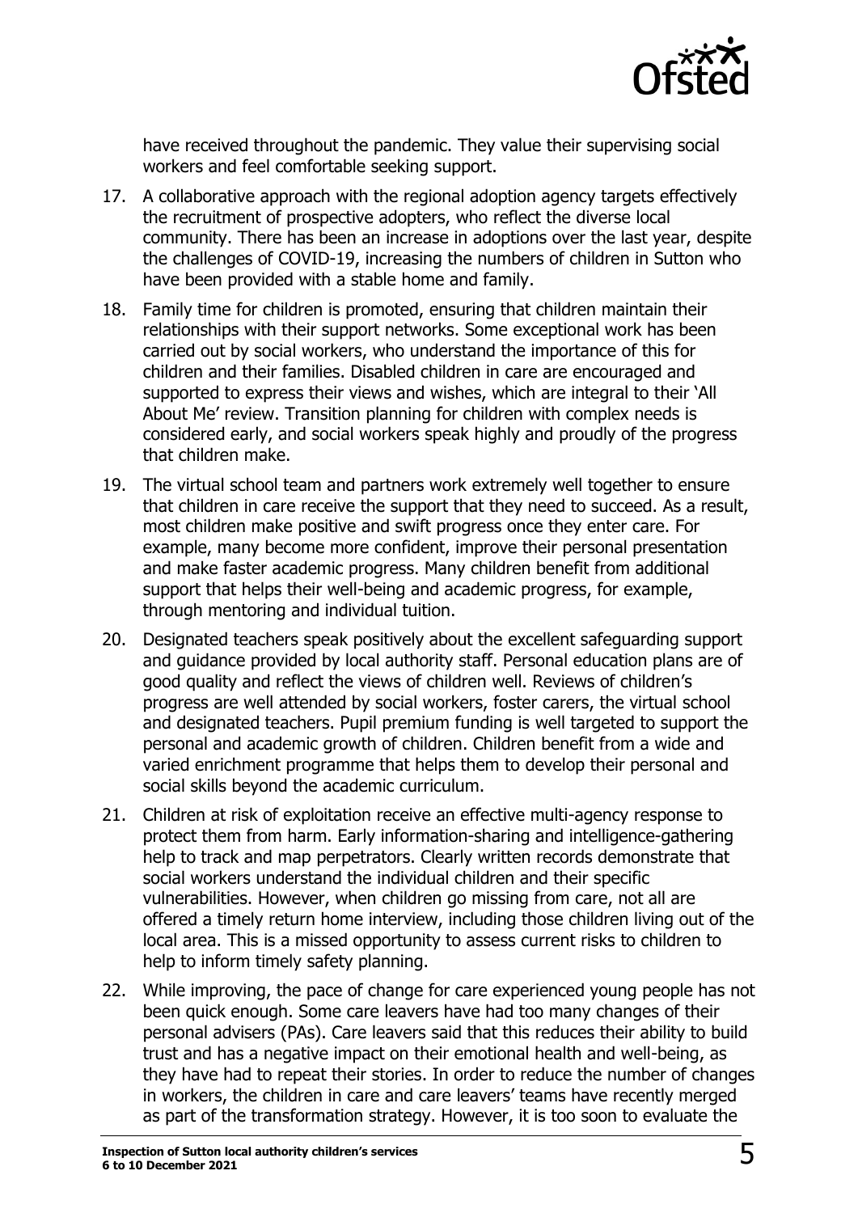have received throughout the pandemic. They value their supervising social workers and feel comfortable seeking support.

17. A collaborative approach with the regional adoption agency targets effectively the recruitment of prospective adopters, who reflect the diverse local community. There has been an increase in adoptions over the last year, despite the challenges of COVID-19, increasing the numbers of children in Sutton who have been provided with a stable home and family.

18. Family time for children is promoted, ensuring that children maintain their relationships with their support networks. Some exceptional work has been carried out by social workers, who understand the importance of this for children and their families. Disabled children in care are encouraged and supported to express their views and wishes, which are integral to their 'All About Me' review. Transition planning for children with complex needs is considered early, and social workers speak highly and proudly of the progress that children make.

19. The virtual school team and partners work extremely well together to ensure that children in care receive the support that they need to succeed. As a result, most children make positive and swift progress once they enter care. For example, many become more confident, improve their personal presentation and make faster academic progress. Many children benefit from additional support that helps their well-being and academic progress, for example, through mentoring and individual tuition.

20. Designated teachers speak positively about the excellent safeguarding support and guidance provided by local authority staff. Personal education plans are of good quality and reflect the views of children well. Reviews of children's progress are well attended by social workers, foster carers, the virtual school and designated teachers. Pupil premium funding is well targeted to support the personal and academic growth of children. Children benefit from a wide and varied enrichment programme that helps them to develop their personal and social skills beyond the academic curriculum.

21. Children at risk of exploitation receive an effective multi-agency response to protect them from harm. Early information-sharing and intelligence-gathering help to track and map perpetrators. Clearly written records demonstrate that social workers understand the individual children and their specific vulnerabilities. However, when children go missing from care, not all are offered a timely return home interview, including those children living out of the local area. This is a missed opportunity to assess current risks to children to help to inform timely safety planning.

22. While improving, the pace of change for care experienced young people has not been quick enough. Some care leavers have had too many changes of their personal advisers (PAs). Care leavers said that this reduces their ability to build trust and has a negative impact on their emotional health and well-being, as they have had to repeat their stories. In order to reduce the number of changes in workers, the children in care and care leavers' teams have recently merged as part of the transformation strategy. However, it is too soon to evaluate the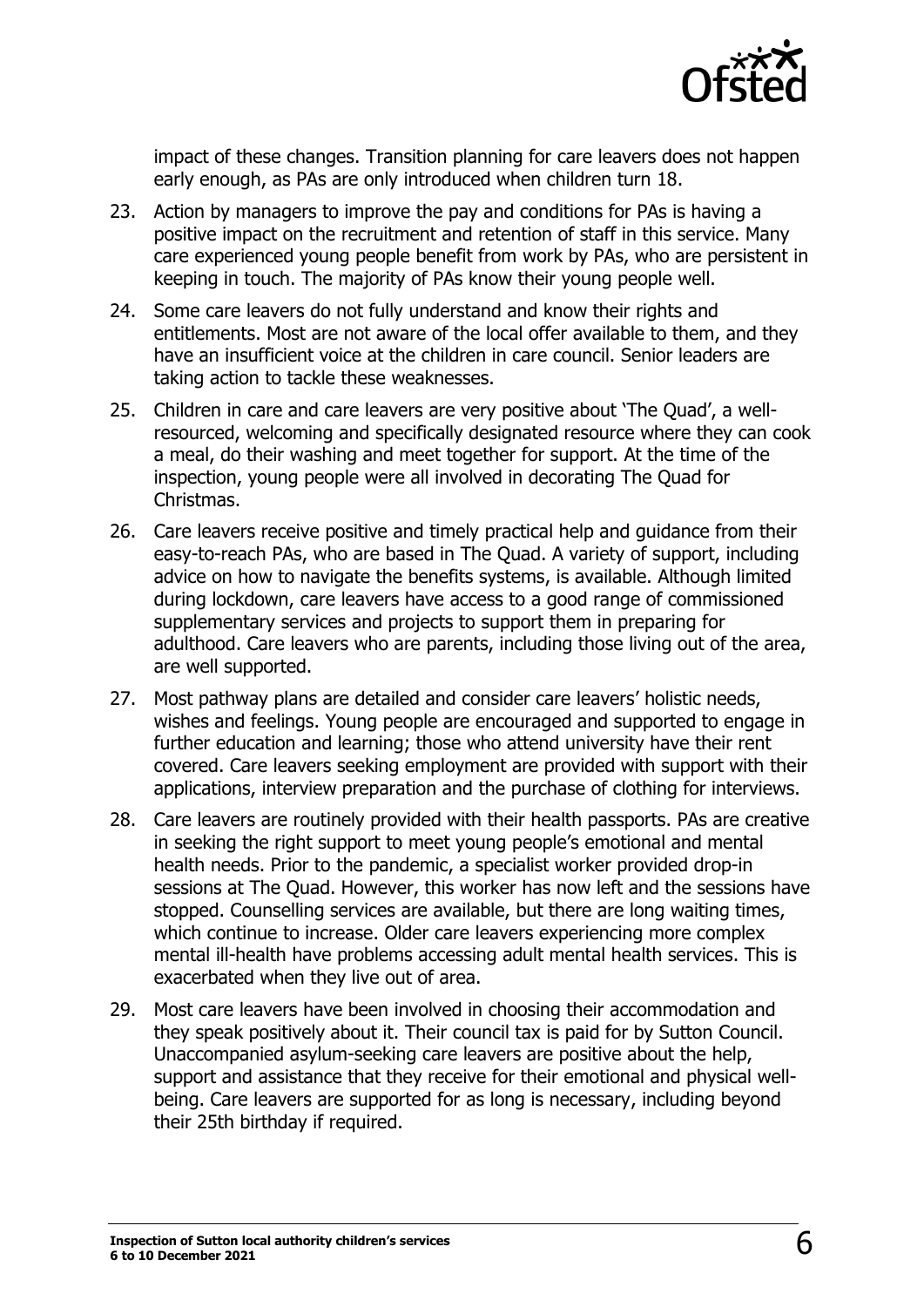impact of these changes. Transition planning for care leavers does not happen early enough, as PAs are only introduced when children turn 18.

23. Action by managers to improve the pay and conditions for PAs is having a positive impact on the recruitment and retention of staff in this service. Many care experienced young people benefit from work by PAs, who are persistent in keeping in touch. The majority of PAs know their young people well.

24. Some care leavers do not fully understand and know their rights and entitlements. Most are not aware of the local offer available to them, and they have an insufficient voice at the children in care council. Senior leaders are taking action to tackle these weaknesses.

25. Children in care and care leavers are very positive about 'The Quad', a well-resourced, welcoming and specifically designated resource where they can cook a meal, do their washing and meet together for support. At the time of the inspection, young people were all involved in decorating The Quad for Christmas.

26. Care leavers receive positive and timely practical help and guidance from their easy-to-reach PAs, who are based in The Quad. A variety of support, including advice on how to navigate the benefits systems, is available. Although limited during lockdown, care leavers have access to a good range of commissioned supplementary services and projects to support them in preparing for adulthood. Care leavers who are parents, including those living out of the area, are well supported.

27. Most pathway plans are detailed and consider care leavers' holistic needs, wishes and feelings. Young people are encouraged and supported to engage in further education and learning; those who attend university have their rent covered. Care leavers seeking employment are provided with support with their applications, interview preparation and the purchase of clothing for interviews.

28. Care leavers are routinely provided with their health passports. PAs are creative in seeking the right support to meet young people's emotional and mental health needs. Prior to the pandemic, a specialist worker provided drop-in sessions at The Quad. However, this worker has now left and the sessions have stopped. Counselling services are available, but there are long waiting times, which continue to increase. Older care leavers experiencing more complex mental ill-health have problems accessing adult mental health services. This is exacerbated when they live out of area.

29. Most care leavers have been involved in choosing their accommodation and they speak positively about it. Their council tax is paid for by Sutton Council. Unaccompanied asylum-seeking care leavers are positive about the help, support and assistance that they receive for their emotional and physical well-being. Care leavers are supported for as long is necessary, including beyond their 25th birthday if required.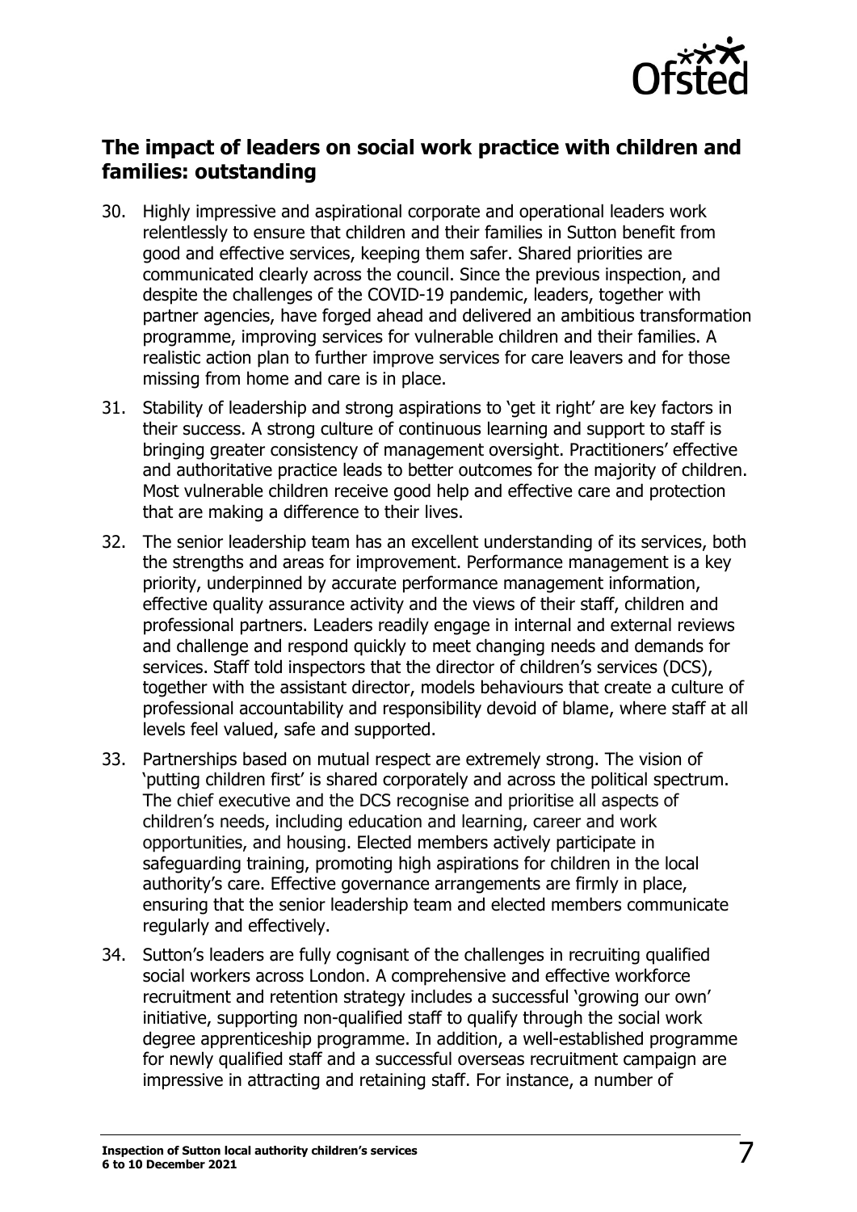## The impact of leaders on social work practice with children and families: outstanding

30. Highly impressive and aspirational corporate and operational leaders work relentlessly to ensure that children and their families in Sutton benefit from good and effective services, keeping them safer. Shared priorities are communicated clearly across the council. Since the previous inspection, and despite the challenges of the COVID-19 pandemic, leaders, together with partner agencies, have forged ahead and delivered an ambitious transformation programme, improving services for vulnerable children and their families. A realistic action plan to further improve services for care leavers and for those missing from home and care is in place.
31. Stability of leadership and strong aspirations to 'get it right' are key factors in their success. A strong culture of continuous learning and support to staff is bringing greater consistency of management oversight. Practitioners' effective and authoritative practice leads to better outcomes for the majority of children. Most vulnerable children receive good help and effective care and protection that are making a difference to their lives.
32. The senior leadership team has an excellent understanding of its services, both the strengths and areas for improvement. Performance management is a key priority, underpinned by accurate performance management information, effective quality assurance activity and the views of their staff, children and professional partners. Leaders readily engage in internal and external reviews and challenge and respond quickly to meet changing needs and demands for services. Staff told inspectors that the director of children's services (DCS), together with the assistant director, models behaviours that create a culture of professional accountability and responsibility devoid of blame, where staff at all levels feel valued, safe and supported.
33. Partnerships based on mutual respect are extremely strong. The vision of 'putting children first' is shared corporately and across the political spectrum. The chief executive and the DCS recognise and prioritise all aspects of children's needs, including education and learning, career and work opportunities, and housing. Elected members actively participate in safeguarding training, promoting high aspirations for children in the local authority's care. Effective governance arrangements are firmly in place, ensuring that the senior leadership team and elected members communicate regularly and effectively.
34. Sutton's leaders are fully cognisant of the challenges in recruiting qualified social workers across London. A comprehensive and effective workforce recruitment and retention strategy includes a successful 'growing our own' initiative, supporting non-qualified staff to qualify through the social work degree apprenticeship programme. In addition, a well-established programme for newly qualified staff and a successful overseas recruitment campaign are impressive in attracting and retaining staff. For instance, a number of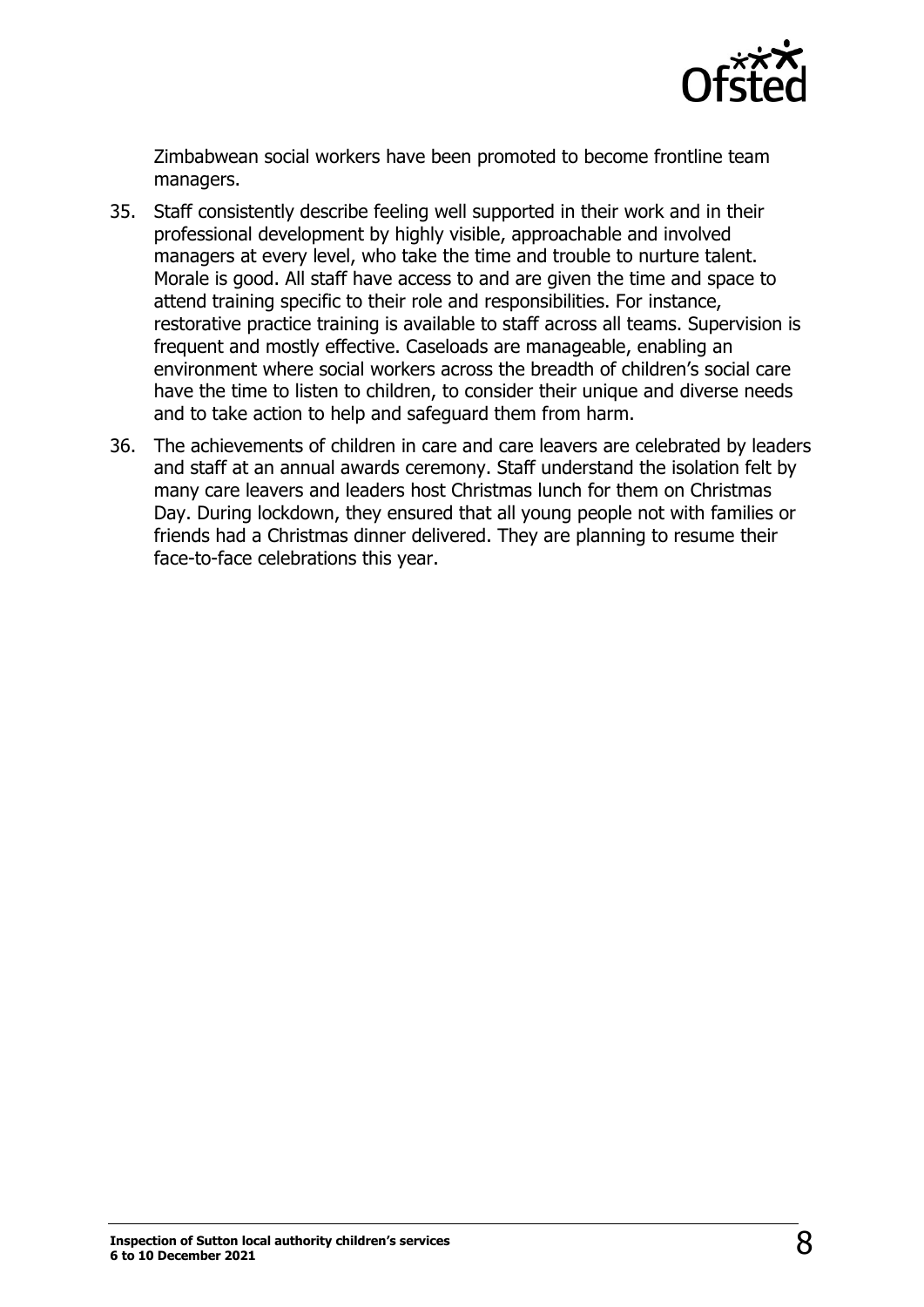Zimbabwean social workers have been promoted to become frontline team managers.

35. Staff consistently describe feeling well supported in their work and in their professional development by highly visible, approachable and involved managers at every level, who take the time and trouble to nurture talent. Morale is good. All staff have access to and are given the time and space to attend training specific to their role and responsibilities. For instance, restorative practice training is available to staff across all teams. Supervision is frequent and mostly effective. Caseloads are manageable, enabling an environment where social workers across the breadth of children's social care have the time to listen to children, to consider their unique and diverse needs and to take action to help and safeguard them from harm.

36. The achievements of children in care and care leavers are celebrated by leaders and staff at an annual awards ceremony. Staff understand the isolation felt by many care leavers and leaders host Christmas lunch for them on Christmas Day. During lockdown, they ensured that all young people not with families or friends had a Christmas dinner delivered. They are planning to resume their face-to-face celebrations this year.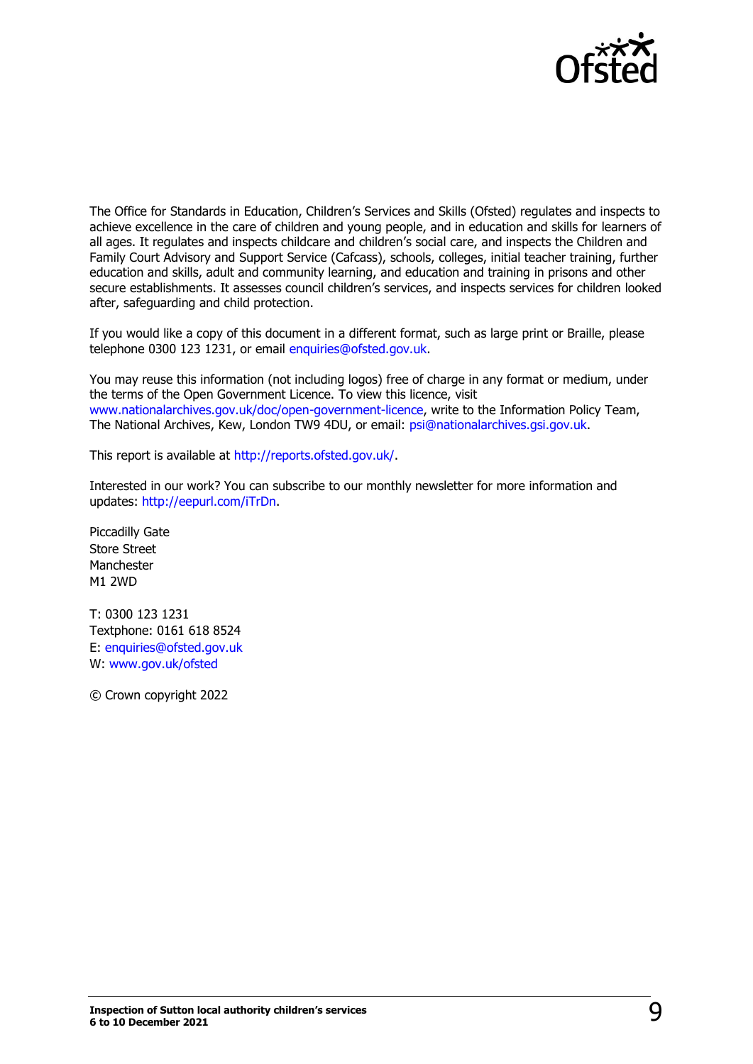The Office for Standards in Education, Children's Services and Skills (Ofsted) regulates and inspects to achieve excellence in the care of children and young people, and in education and skills for learners of all ages. It regulates and inspects childcare and children's social care, and inspects the Children and Family Court Advisory and Support Service (Cafcass), schools, colleges, initial teacher training, further education and skills, adult and community learning, and education and training in prisons and other secure establishments. It assesses council children's services, and inspects services for children looked after, safeguarding and child protection.

If you would like a copy of this document in a different format, such as large print or Braille, please telephone 0300 123 1231, or email enquiries@ofsted.gov.uk.

You may reuse this information (not including logos) free of charge in any format or medium, under the terms of the Open Government Licence. To view this licence, visit www.nationalarchives.gov.uk/doc/open-government-licence, write to the Information Policy Team, The National Archives, Kew, London TW9 4DU, or email: psi@nationalarchives.gsi.gov.uk.

This report is available at http://reports.ofsted.gov.uk/.

Interested in our work? You can subscribe to our monthly newsletter for more information and updates: http://eepurl.com/iTrDn.

Piccadilly Gate
Store Street
Manchester
M1 2WD

T: 0300 123 1231
Textphone: 0161 618 8524
E: enquiries@ofsted.gov.uk
W: www.gov.uk/ofsted

© Crown copyright 2022